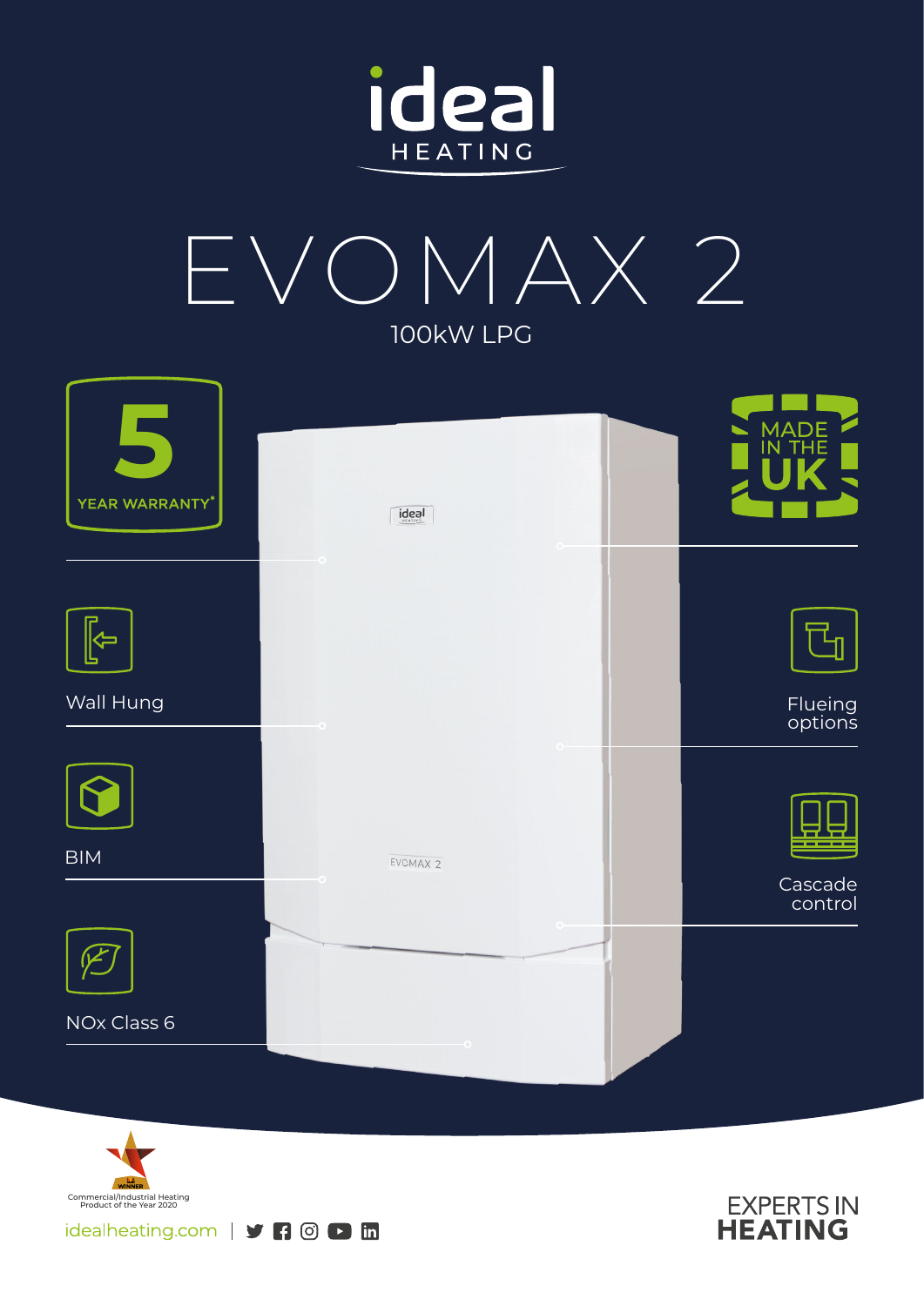ideal HEATING

# EVOMAX 2

## 100kW LPG

5 YEAR WARRANTY*

MADE IN THE UK

- Wall Hung
- Flueing options
- BIM
- Cascade control
- NOx Class 6

WINNER Commercial/Industrial Heating Product of the Year 2020

idealheating.com

EXPERTS IN HEATING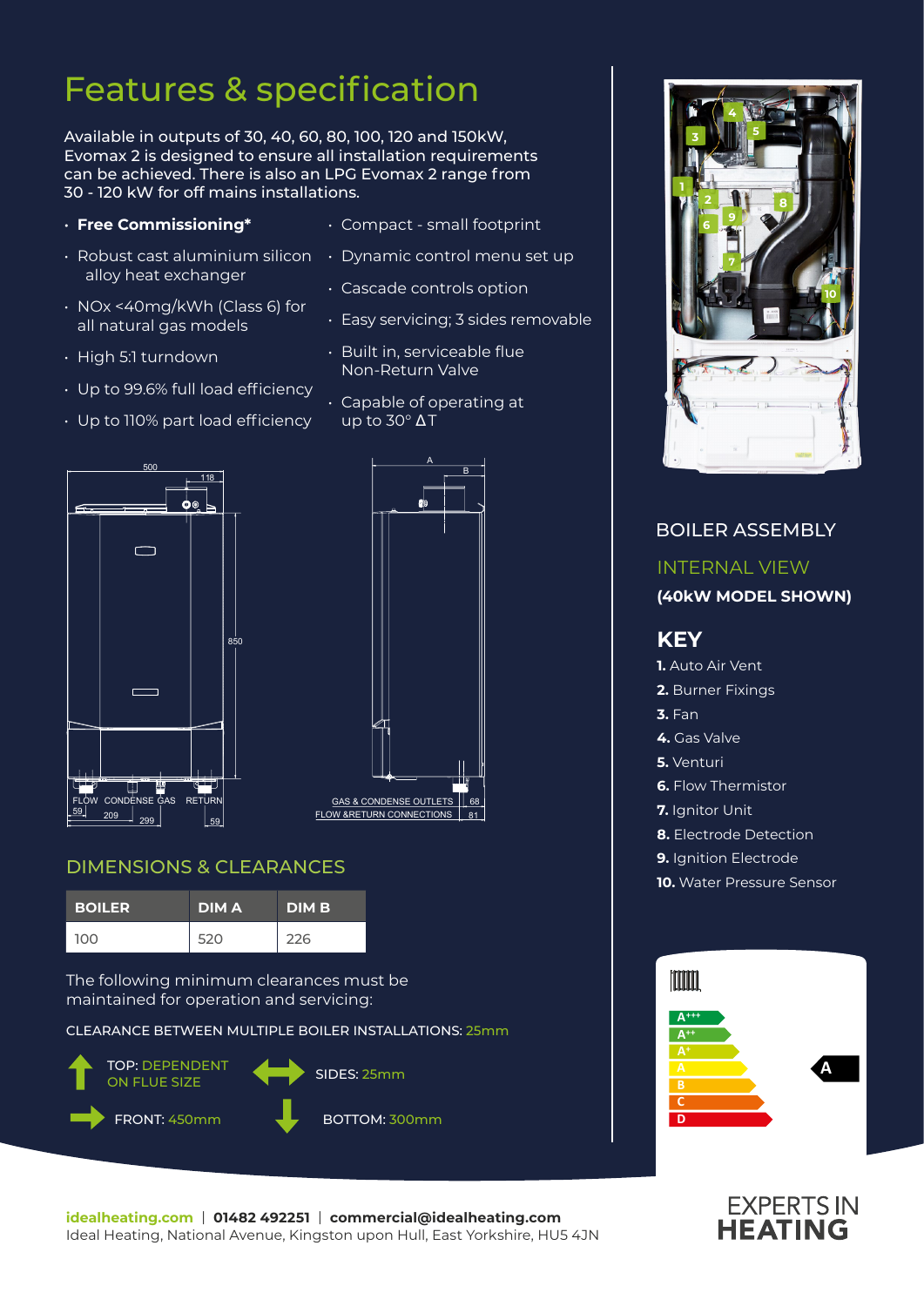# Features & specification

Available in outputs of 30, 40, 60, 80, 100, 120 and 150kW, Evomax 2 is designed to ensure all installation requirements can be achieved. There is also an LPG Evomax 2 range from 30 - 120 kW for off mains installations.

- **Free Commissioning***
- Robust cast aluminium silicon alloy heat exchanger
- NOx <40mg/kWh (Class 6) for all natural gas models
- High 5:1 turndown
- Up to 99.6% full load efficiency
- Up to 110% part load efficiency
- Compact - small footprint
- Dynamic control menu set up
- Cascade controls option
- Easy servicing; 3 sides removable
- Built in, serviceable flue Non-Return Valve
- Capable of operating at up to 30° ΔT

500
118
850
FLOW CONDENSE GAS RETURN
59 209 299 59

A
B
GAS & CONDENSE OUTLETS 68
FLOW &RETURN CONNECTIONS 81

## DIMENSIONS & CLEARANCES

| BOILER | DIM A | DIM B |
|---|---|---|
| 100 | 520 | 226 |

The following minimum clearances must be maintained for operation and servicing:

CLEARANCE BETWEEN MULTIPLE BOILER INSTALLATIONS: 25mm

TOP: DEPENDENT ON FLUE SIZE

SIDES: 25mm

FRONT: 450mm

BOTTOM: 300mm

## BOILER ASSEMBLY

### INTERNAL VIEW

**(40kW MODEL SHOWN)**

### KEY

**1.** Auto Air Vent
**2.** Burner Fixings
**3.** Fan
**4.** Gas Valve
**5.** Venturi
**6.** Flow Thermistor
**7.** Ignitor Unit
**8.** Electrode Detection
**9.** Ignition Electrode
**10.** Water Pressure Sensor

A+++
A++
A+
A
B
C
D

A

**idealheating.com** | **01482 492251** | **commercial@idealheating.com**
Ideal Heating, National Avenue, Kingston upon Hull, East Yorkshire, HU5 4JN

EXPERTS IN **HEATING**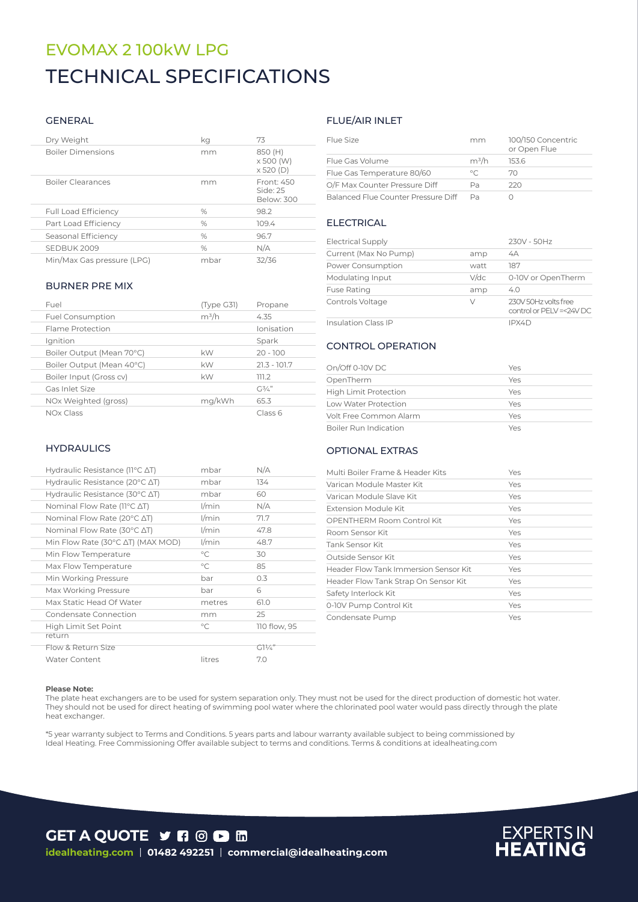# EVOMAX 2 100kW LPG

# TECHNICAL SPECIFICATIONS

## GENERAL

| | | |
|---|---|---|
| Dry Weight | kg | 73 |
| Boiler Dimensions | mm | 850 (H) x 500 (W) x 520 (D) |
| Boiler Clearances | mm | Front: 450 Side: 25 Below: 300 |
| Full Load Efficiency | % | 98.2 |
| Part Load Efficiency | % | 109.4 |
| Seasonal Efficiency | % | 96.7 |
| SEDBUK 2009 | % | N/A |
| Min/Max Gas pressure (LPG) | mbar | 32/36 |

## BURNER PRE MIX

| | | |
|---|---|---|
| Fuel | (Type G31) | Propane |
| Fuel Consumption | m³/h | 4.35 |
| Flame Protection | | Ionisation |
| Ignition | | Spark |
| Boiler Output (Mean 70°C) | kW | 20 - 100 |
| Boiler Output (Mean 40°C) | kW | 21.3 - 101.7 |
| Boiler Input (Gross cv) | kW | 111.2 |
| Gas Inlet Size | | G¾" |
| NOx Weighted (gross) | mg/kWh | 65.3 |
| NOx Class | | Class 6 |

## HYDRAULICS

| | | |
|---|---|---|
| Hydraulic Resistance (11°C ΔT) | mbar | N/A |
| Hydraulic Resistance (20°C ΔT) | mbar | 134 |
| Hydraulic Resistance (30°C ΔT) | mbar | 60 |
| Nominal Flow Rate (11°C ΔT) | l/min | N/A |
| Nominal Flow Rate (20°C ΔT) | l/min | 71.7 |
| Nominal Flow Rate (30°C ΔT) | l/min | 47.8 |
| Min Flow Rate (30°C ΔT) (MAX MOD) | l/min | 48.7 |
| Min Flow Temperature | °C | 30 |
| Max Flow Temperature | °C | 85 |
| Min Working Pressure | bar | 0.3 |
| Max Working Pressure | bar | 6 |
| Max Static Head Of Water | metres | 61.0 |
| Condensate Connection | mm | 25 |
| High Limit Set Point | °C | 110 flow, 95 return |
| Flow & Return Size | | G1¼" |
| Water Content | litres | 7.0 |

## FLUE/AIR INLET

| | | |
|---|---|---|
| Flue Size | mm | 100/150 Concentric or Open Flue |
| Flue Gas Volume | m³/h | 153.6 |
| Flue Gas Temperature 80/60 | °C | 70 |
| O/F Max Counter Pressure Diff | Pa | 220 |
| Balanced Flue Counter Pressure Diff | Pa | 0 |

## ELECTRICAL

| | | |
|---|---|---|
| Electrical Supply | | 230V - 50Hz |
| Current (Max No Pump) | amp | 4A |
| Power Consumption | watt | 187 |
| Modulating Input | V/dc | 0-10V or OpenTherm |
| Fuse Rating | amp | 4.0 |
| Controls Voltage | V | 230V 50Hz volts free control or PELV =<24V DC |
| Insulation Class IP | | IPX4D |

## CONTROL OPERATION

| | |
|---|---|
| On/Off 0-10V DC | Yes |
| OpenTherm | Yes |
| High Limit Protection | Yes |
| Low Water Protection | Yes |
| Volt Free Common Alarm | Yes |
| Boiler Run Indication | Yes |

## OPTIONAL EXTRAS

| | |
|---|---|
| Multi Boiler Frame & Header Kits | Yes |
| Varican Module Master Kit | Yes |
| Varican Module Slave Kit | Yes |
| Extension Module Kit | Yes |
| OPENTHERM Room Control Kit | Yes |
| Room Sensor Kit | Yes |
| Tank Sensor Kit | Yes |
| Outside Sensor Kit | Yes |
| Header Flow Tank Immersion Sensor Kit | Yes |
| Header Flow Tank Strap On Sensor Kit | Yes |
| Safety Interlock Kit | Yes |
| 0-10V Pump Control Kit | Yes |
| Condensate Pump | Yes |

**Please Note:**
The plate heat exchangers are to be used for system separation only. They must not be used for the direct production of domestic hot water. They should not be used for direct heating of swimming pool water where the chlorinated pool water would pass directly through the plate heat exchanger.

*5 year warranty subject to Terms and Conditions. 5 years parts and labour warranty available subject to being commissioned by Ideal Heating. Free Commissioning Offer available subject to terms and conditions. Terms & conditions at idealheating.com

**GET A QUOTE**

**idealheating.com** | **01482 492251** | **commercial@idealheating.com**

**EXPERTS IN HEATING**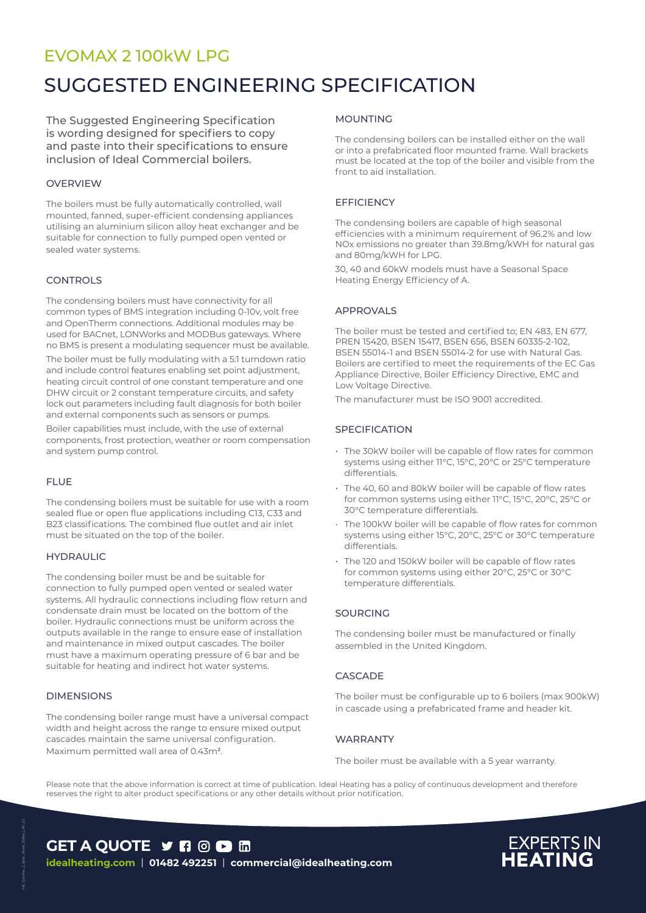# EVOMAX 2 100kW LPG

# SUGGESTED ENGINEERING SPECIFICATION

The Suggested Engineering Specification is wording designed for specifiers to copy and paste into their specifications to ensure inclusion of Ideal Commercial boilers.

## OVERVIEW

The boilers must be fully automatically controlled, wall mounted, fanned, super-efficient condensing appliances utilising an aluminium silicon alloy heat exchanger and be suitable for connection to fully pumped open vented or sealed water systems.

## CONTROLS

The condensing boilers must have connectivity for all common types of BMS integration including 0-10v, volt free and OpenTherm connections. Additional modules may be used for BACnet, LONWorks and MODBus gateways. Where no BMS is present a modulating sequencer must be available.

The boiler must be fully modulating with a 5:1 turndown ratio and include control features enabling set point adjustment, heating circuit control of one constant temperature and one DHW circuit or 2 constant temperature circuits, and safety lock out parameters including fault diagnosis for both boiler and external components such as sensors or pumps.

Boiler capabilities must include, with the use of external components, frost protection, weather or room compensation and system pump control.

## FLUE

The condensing boilers must be suitable for use with a room sealed flue or open flue applications including C13, C33 and B23 classifications. The combined flue outlet and air inlet must be situated on the top of the boiler.

## HYDRAULIC

The condensing boiler must be and be suitable for connection to fully pumped open vented or sealed water systems. All hydraulic connections including flow return and condensate drain must be located on the bottom of the boiler. Hydraulic connections must be uniform across the outputs available in the range to ensure ease of installation and maintenance in mixed output cascades. The boiler must have a maximum operating pressure of 6 bar and be suitable for heating and indirect hot water systems.

## DIMENSIONS

The condensing boiler range must have a universal compact width and height across the range to ensure mixed output cascades maintain the same universal configuration. Maximum permitted wall area of 0.43m².

## MOUNTING

The condensing boilers can be installed either on the wall or into a prefabricated floor mounted frame. Wall brackets must be located at the top of the boiler and visible from the front to aid installation.

## EFFICIENCY

The condensing boilers are capable of high seasonal efficiencies with a minimum requirement of 96.2% and low NOx emissions no greater than 39.8mg/kWH for natural gas and 80mg/kWH for LPG.

30, 40 and 60kW models must have a Seasonal Space Heating Energy Efficiency of A.

## APPROVALS

The boiler must be tested and certified to; EN 483, EN 677, PREN 15420, BSEN 15417, BSEN 656, BSEN 60335-2-102, BSEN 55014-1 and BSEN 55014-2 for use with Natural Gas. Boilers are certified to meet the requirements of the EC Gas Appliance Directive, Boiler Efficiency Directive, EMC and Low Voltage Directive.

The manufacturer must be ISO 9001 accredited.

## SPECIFICATION

- The 30kW boiler will be capable of flow rates for common systems using either 11°C, 15°C, 20°C or 25°C temperature differentials.
- The 40, 60 and 80kW boiler will be capable of flow rates for common systems using either 11°C, 15°C, 20°C, 25°C or 30°C temperature differentials.
- The 100kW boiler will be capable of flow rates for common systems using either 15°C, 20°C, 25°C or 30°C temperature differentials.
- The 120 and 150kW boiler will be capable of flow rates for common systems using either 20°C, 25°C or 30°C temperature differentials.

## SOURCING

The condensing boiler must be manufactured or finally assembled in the United Kingdom.

## CASCADE

The boiler must be configurable up to 6 boilers (max 900kW) in cascade using a prefabricated frame and header kit.

## WARRANTY

The boiler must be available with a 5 year warranty.

Please note that the above information is correct at time of publication. Ideal Heating has a policy of continuous development and therefore reserves the right to alter product specifications or any other details without prior notification.

**GET A QUOTE**

**idealheating.com** | **01482 492251** | **commercial@idealheating.com**

EXPERTS IN **HEATING**